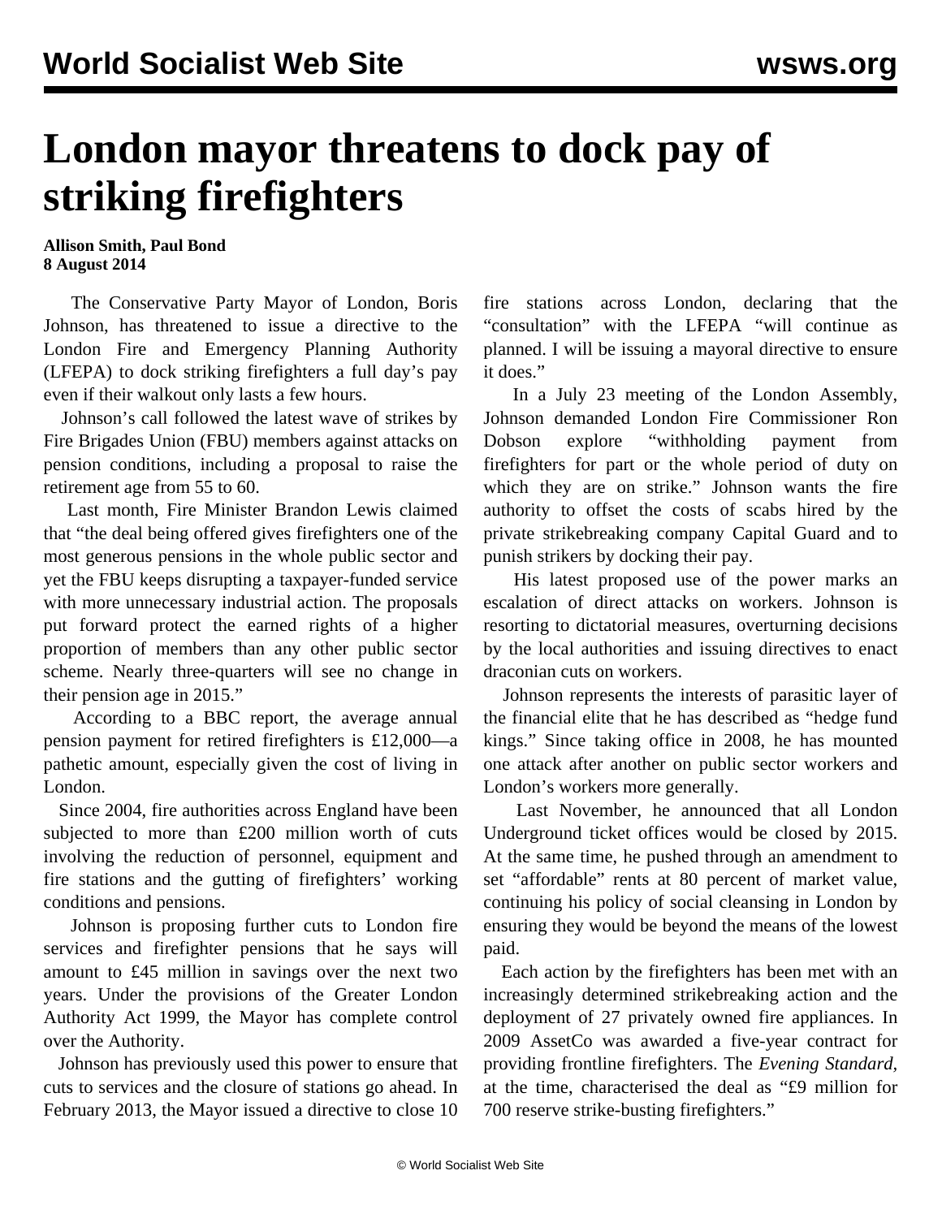# London mayor threatens to dock pay of striking firefighters

**Allison Smith, Paul Bond**
**8 August 2014**

The Conservative Party Mayor of London, Boris Johnson, has threatened to issue a directive to the London Fire and Emergency Planning Authority (LFEPA) to dock striking firefighters a full day's pay even if their walkout only lasts a few hours.

Johnson's call followed the latest wave of strikes by Fire Brigades Union (FBU) members against attacks on pension conditions, including a proposal to raise the retirement age from 55 to 60.

Last month, Fire Minister Brandon Lewis claimed that "the deal being offered gives firefighters one of the most generous pensions in the whole public sector and yet the FBU keeps disrupting a taxpayer-funded service with more unnecessary industrial action. The proposals put forward protect the earned rights of a higher proportion of members than any other public sector scheme. Nearly three-quarters will see no change in their pension age in 2015."

According to a BBC report, the average annual pension payment for retired firefighters is £12,000—a pathetic amount, especially given the cost of living in London.

Since 2004, fire authorities across England have been subjected to more than £200 million worth of cuts involving the reduction of personnel, equipment and fire stations and the gutting of firefighters' working conditions and pensions.

Johnson is proposing further cuts to London fire services and firefighter pensions that he says will amount to £45 million in savings over the next two years. Under the provisions of the Greater London Authority Act 1999, the Mayor has complete control over the Authority.

Johnson has previously used this power to ensure that cuts to services and the closure of stations go ahead. In February 2013, the Mayor issued a directive to close 10 fire stations across London, declaring that the "consultation" with the LFEPA "will continue as planned. I will be issuing a mayoral directive to ensure it does."

In a July 23 meeting of the London Assembly, Johnson demanded London Fire Commissioner Ron Dobson explore "withholding payment from firefighters for part or the whole period of duty on which they are on strike." Johnson wants the fire authority to offset the costs of scabs hired by the private strikebreaking company Capital Guard and to punish strikers by docking their pay.

His latest proposed use of the power marks an escalation of direct attacks on workers. Johnson is resorting to dictatorial measures, overturning decisions by the local authorities and issuing directives to enact draconian cuts on workers.

Johnson represents the interests of parasitic layer of the financial elite that he has described as "hedge fund kings." Since taking office in 2008, he has mounted one attack after another on public sector workers and London's workers more generally.

Last November, he announced that all London Underground ticket offices would be closed by 2015. At the same time, he pushed through an amendment to set "affordable" rents at 80 percent of market value, continuing his policy of social cleansing in London by ensuring they would be beyond the means of the lowest paid.

Each action by the firefighters has been met with an increasingly determined strikebreaking action and the deployment of 27 privately owned fire appliances. In 2009 AssetCo was awarded a five-year contract for providing frontline firefighters. The *Evening Standard*, at the time, characterised the deal as "£9 million for 700 reserve strike-busting firefighters."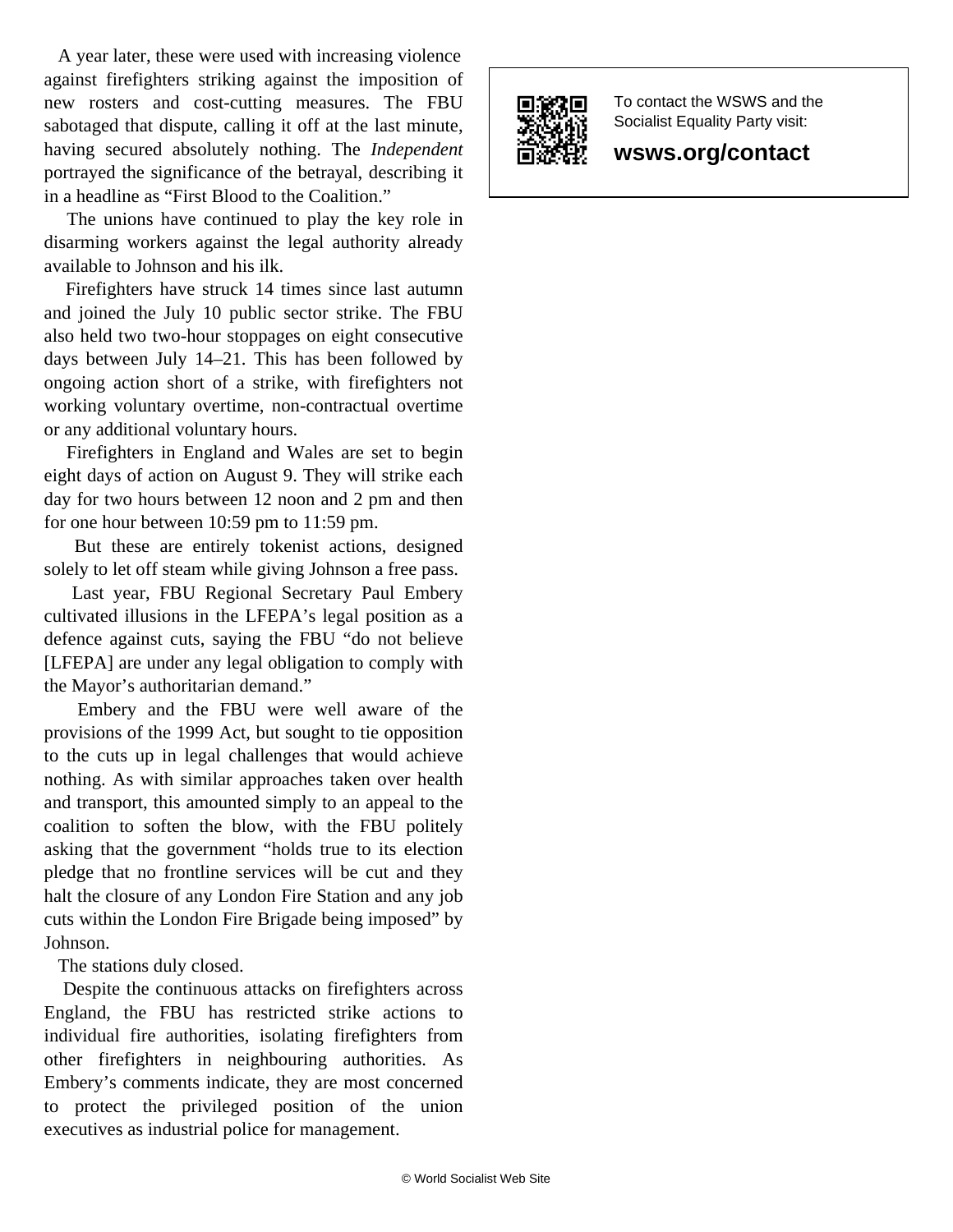A year later, these were used with increasing violence against firefighters striking against the imposition of new rosters and cost-cutting measures. The FBU sabotaged that dispute, calling it off at the last minute, having secured absolutely nothing. The *Independent* portrayed the significance of the betrayal, describing it in a headline as "First Blood to the Coalition."

The unions have continued to play the key role in disarming workers against the legal authority already available to Johnson and his ilk.

Firefighters have struck 14 times since last autumn and joined the July 10 public sector strike. The FBU also held two two-hour stoppages on eight consecutive days between July 14–21. This has been followed by ongoing action short of a strike, with firefighters not working voluntary overtime, non-contractual overtime or any additional voluntary hours.

Firefighters in England and Wales are set to begin eight days of action on August 9. They will strike each day for two hours between 12 noon and 2 pm and then for one hour between 10:59 pm to 11:59 pm.

But these are entirely tokenist actions, designed solely to let off steam while giving Johnson a free pass.

Last year, FBU Regional Secretary Paul Embery cultivated illusions in the LFEPA's legal position as a defence against cuts, saying the FBU "do not believe [LFEPA] are under any legal obligation to comply with the Mayor's authoritarian demand."

Embery and the FBU were well aware of the provisions of the 1999 Act, but sought to tie opposition to the cuts up in legal challenges that would achieve nothing. As with similar approaches taken over health and transport, this amounted simply to an appeal to the coalition to soften the blow, with the FBU politely asking that the government "holds true to its election pledge that no frontline services will be cut and they halt the closure of any London Fire Station and any job cuts within the London Fire Brigade being imposed" by Johnson.

The stations duly closed.

Despite the continuous attacks on firefighters across England, the FBU has restricted strike actions to individual fire authorities, isolating firefighters from other firefighters in neighbouring authorities. As Embery's comments indicate, they are most concerned to protect the privileged position of the union executives as industrial police for management.

To contact the WSWS and the Socialist Equality Party visit:

**wsws.org/contact**